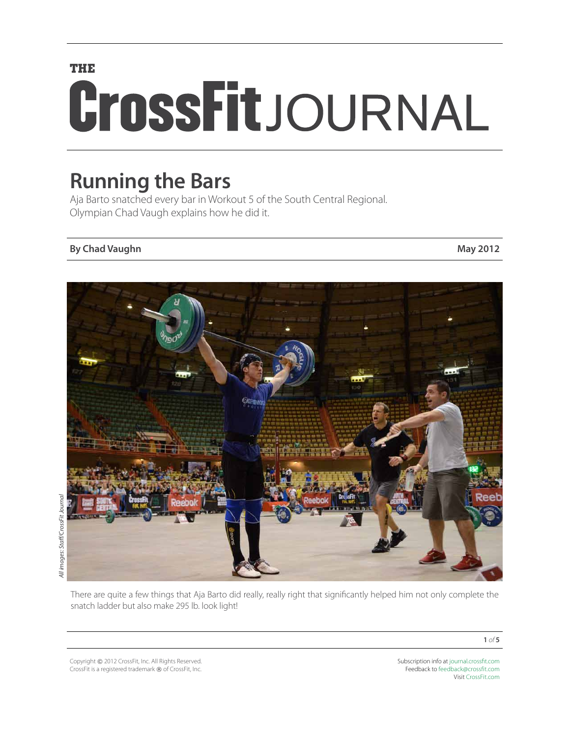THE

# CrossFit JOURNAL

## Running the Bars

Aja Barto snatched every bar in Workout 5 of the South Central Regional. Olympian Chad Vaugh explains how he did it.

**By Chad Vaughn** **May 2012**

*All images: Staff/CrossFit Journal*

There are quite a few things that Aja Barto did really, really right that significantly helped him not only complete the snatch ladder but also make 295 lb. look light!

Copyright © 2012 CrossFit, Inc. All Rights Reserved.
CrossFit is a registered trademark ® of CrossFit, Inc.

Subscription info at journal.crossfit.com
Feedback to feedback@crossfit.com
Visit CrossFit.com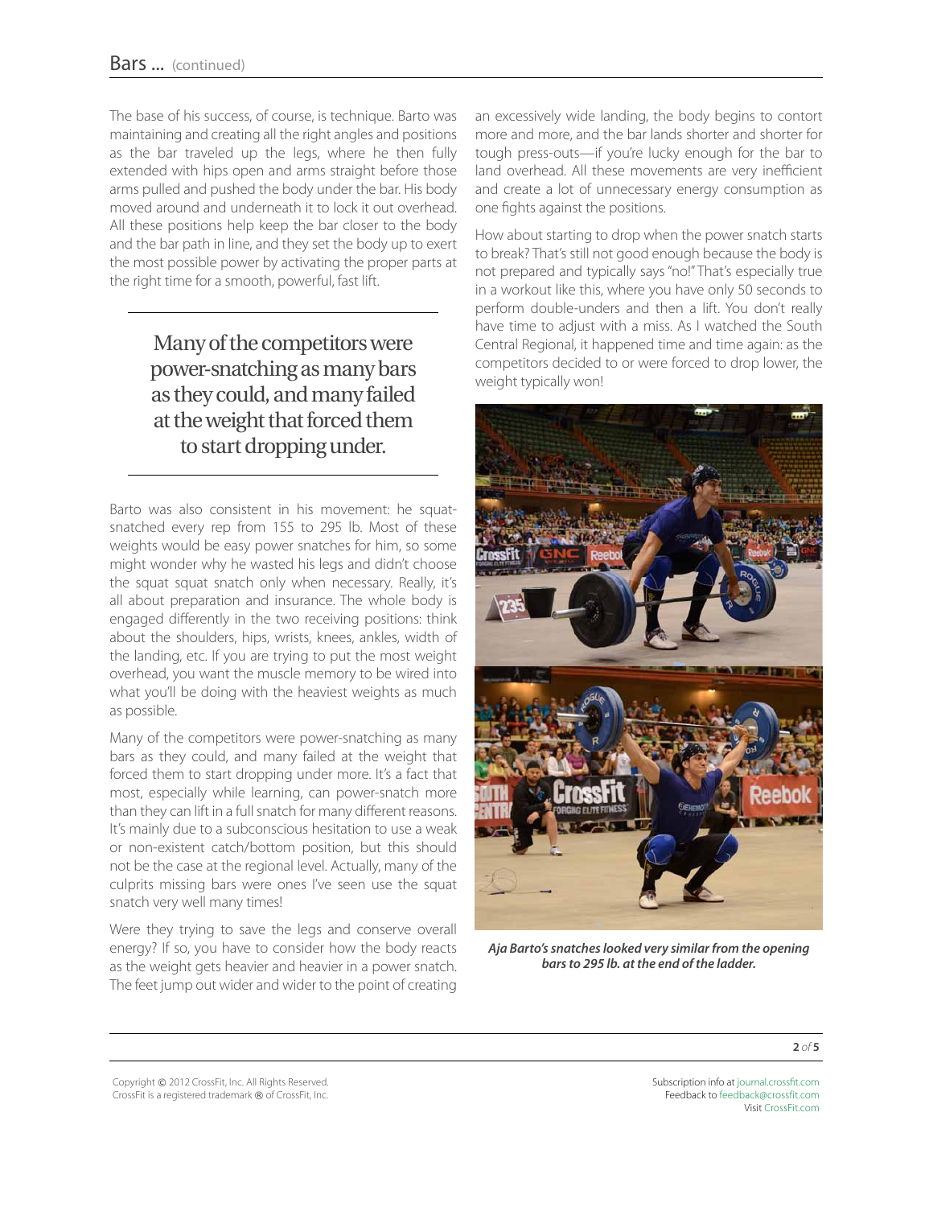The base of his success, of course, is technique. Barto was maintaining and creating all the right angles and positions as the bar traveled up the legs, where he then fully extended with hips open and arms straight before those arms pulled and pushed the body under the bar. His body moved around and underneath it to lock it out overhead. All these positions help keep the bar closer to the body and the bar path in line, and they set the body up to exert the most possible power by activating the proper parts at the right time for a smooth, powerful, fast lift.

> Many of the competitors were power-snatching as many bars as they could, and many failed at the weight that forced them to start dropping under.

Barto was also consistent in his movement: he squat-snatched every rep from 155 to 295 lb. Most of these weights would be easy power snatches for him, so some might wonder why he wasted his legs and didn't choose the squat squat snatch only when necessary. Really, it's all about preparation and insurance. The whole body is engaged differently in the two receiving positions: think about the shoulders, hips, wrists, knees, ankles, width of the landing, etc. If you are trying to put the most weight overhead, you want the muscle memory to be wired into what you'll be doing with the heaviest weights as much as possible.

Many of the competitors were power-snatching as many bars as they could, and many failed at the weight that forced them to start dropping under more. It's a fact that most, especially while learning, can power-snatch more than they can lift in a full snatch for many different reasons. It's mainly due to a subconscious hesitation to use a weak or non-existent catch/bottom position, but this should not be the case at the regional level. Actually, many of the culprits missing bars were ones I've seen use the squat snatch very well many times!

Were they trying to save the legs and conserve overall energy? If so, you have to consider how the body reacts as the weight gets heavier and heavier in a power snatch. The feet jump out wider and wider to the point of creating an excessively wide landing, the body begins to contort more and more, and the bar lands shorter and shorter for tough press-outs—if you're lucky enough for the bar to land overhead. All these movements are very inefficient and create a lot of unnecessary energy consumption as one fights against the positions.

How about starting to drop when the power snatch starts to break? That's still not good enough because the body is not prepared and typically says "no!" That's especially true in a workout like this, where you have only 50 seconds to perform double-unders and then a lift. You don't really have time to adjust with a miss. As I watched the South Central Regional, it happened time and time again: as the competitors decided to or were forced to drop lower, the weight typically won!

***Aja Barto's snatches looked very similar from the opening bars to 295 lb. at the end of the ladder.***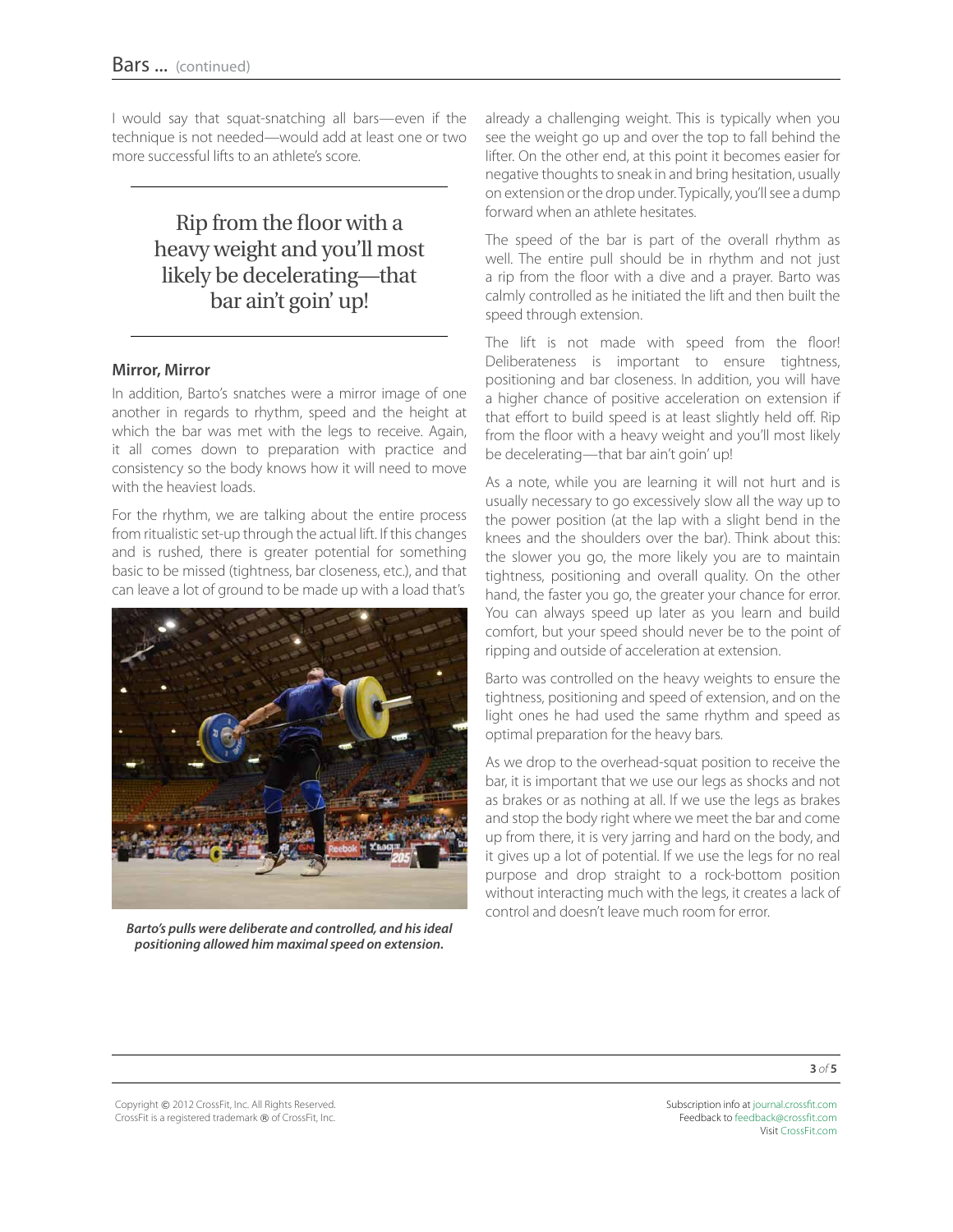I would say that squat-snatching all bars—even if the technique is not needed—would add at least one or two more successful lifts to an athlete's score.

> Rip from the floor with a heavy weight and you'll most likely be decelerating—that bar ain't goin' up!

**Mirror, Mirror**

In addition, Barto's snatches were a mirror image of one another in regards to rhythm, speed and the height at which the bar was met with the legs to receive. Again, it all comes down to preparation with practice and consistency so the body knows how it will need to move with the heaviest loads.

For the rhythm, we are talking about the entire process from ritualistic set-up through the actual lift. If this changes and is rushed, there is greater potential for something basic to be missed (tightness, bar closeness, etc.), and that can leave a lot of ground to be made up with a load that's already a challenging weight. This is typically when you see the weight go up and over the top to fall behind the lifter. On the other end, at this point it becomes easier for negative thoughts to sneak in and bring hesitation, usually on extension or the drop under. Typically, you'll see a dump forward when an athlete hesitates.

*Barto's pulls were deliberate and controlled, and his ideal positioning allowed him maximal speed on extension.*

The speed of the bar is part of the overall rhythm as well. The entire pull should be in rhythm and not just a rip from the floor with a dive and a prayer. Barto was calmly controlled as he initiated the lift and then built the speed through extension.

The lift is not made with speed from the floor! Deliberateness is important to ensure tightness, positioning and bar closeness. In addition, you will have a higher chance of positive acceleration on extension if that effort to build speed is at least slightly held off. Rip from the floor with a heavy weight and you'll most likely be decelerating—that bar ain't goin' up!

As a note, while you are learning it will not hurt and is usually necessary to go excessively slow all the way up to the power position (at the lap with a slight bend in the knees and the shoulders over the bar). Think about this: the slower you go, the more likely you are to maintain tightness, positioning and overall quality. On the other hand, the faster you go, the greater your chance for error. You can always speed up later as you learn and build comfort, but your speed should never be to the point of ripping and outside of acceleration at extension.

Barto was controlled on the heavy weights to ensure the tightness, positioning and speed of extension, and on the light ones he had used the same rhythm and speed as optimal preparation for the heavy bars.

As we drop to the overhead-squat position to receive the bar, it is important that we use our legs as shocks and not as brakes or as nothing at all. If we use the legs as brakes and stop the body right where we meet the bar and come up from there, it is very jarring and hard on the body, and it gives up a lot of potential. If we use the legs for no real purpose and drop straight to a rock-bottom position without interacting much with the legs, it creates a lack of control and doesn't leave much room for error.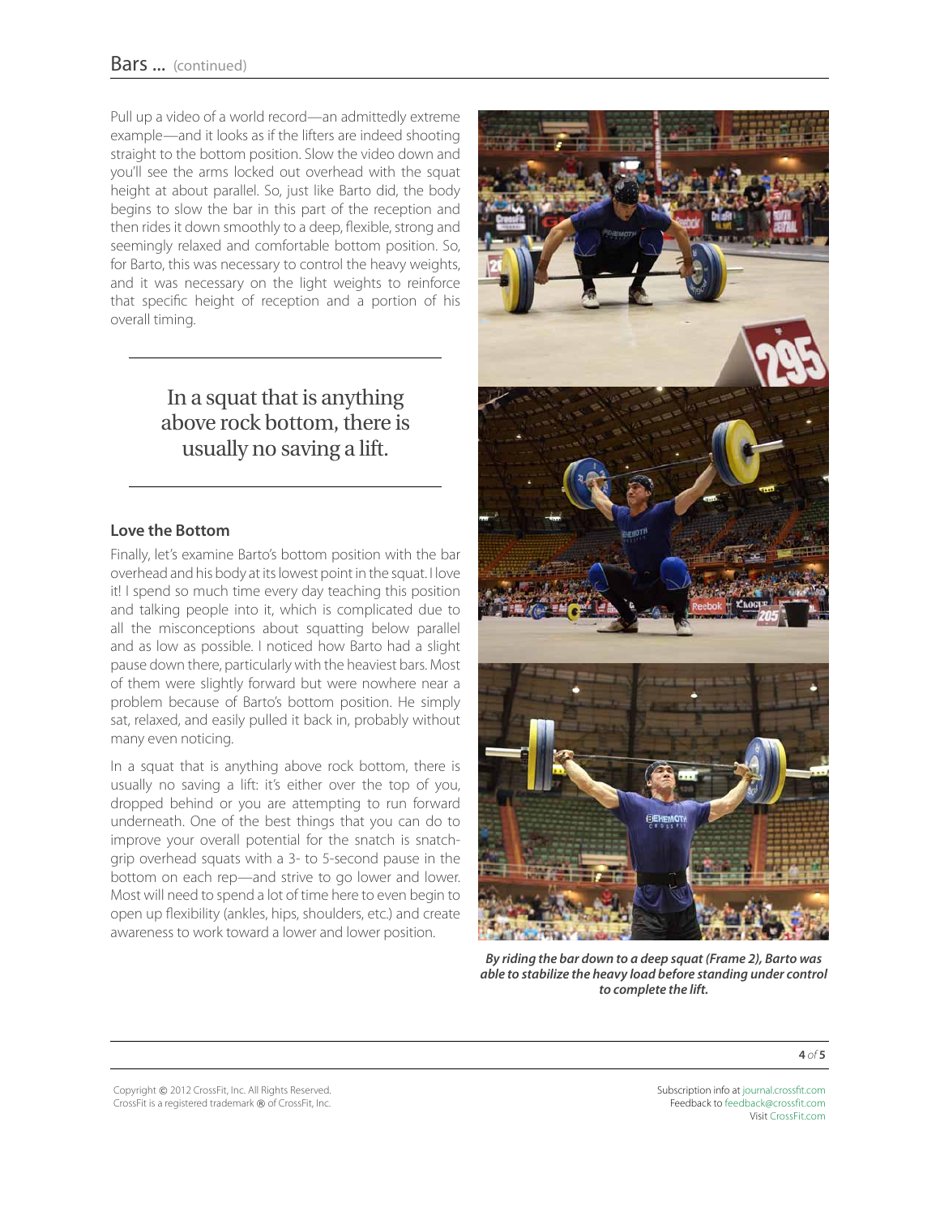Pull up a video of a world record—an admittedly extreme example—and it looks as if the lifters are indeed shooting straight to the bottom position. Slow the video down and you'll see the arms locked out overhead with the squat height at about parallel. So, just like Barto did, the body begins to slow the bar in this part of the reception and then rides it down smoothly to a deep, flexible, strong and seemingly relaxed and comfortable bottom position. So, for Barto, this was necessary to control the heavy weights, and it was necessary on the light weights to reinforce that specific height of reception and a portion of his overall timing.

> In a squat that is anything above rock bottom, there is usually no saving a lift.

## Love the Bottom

Finally, let's examine Barto's bottom position with the bar overhead and his body at its lowest point in the squat. I love it! I spend so much time every day teaching this position and talking people into it, which is complicated due to all the misconceptions about squatting below parallel and as low as possible. I noticed how Barto had a slight pause down there, particularly with the heaviest bars. Most of them were slightly forward but were nowhere near a problem because of Barto's bottom position. He simply sat, relaxed, and easily pulled it back in, probably without many even noticing.

In a squat that is anything above rock bottom, there is usually no saving a lift: it's either over the top of you, dropped behind or you are attempting to run forward underneath. One of the best things that you can do to improve your overall potential for the snatch is snatch-grip overhead squats with a 3- to 5-second pause in the bottom on each rep—and strive to go lower and lower. Most will need to spend a lot of time here to even begin to open up flexibility (ankles, hips, shoulders, etc.) and create awareness to work toward a lower and lower position.

***By riding the bar down to a deep squat (Frame 2), Barto was able to stabilize the heavy load before standing under control to complete the lift.***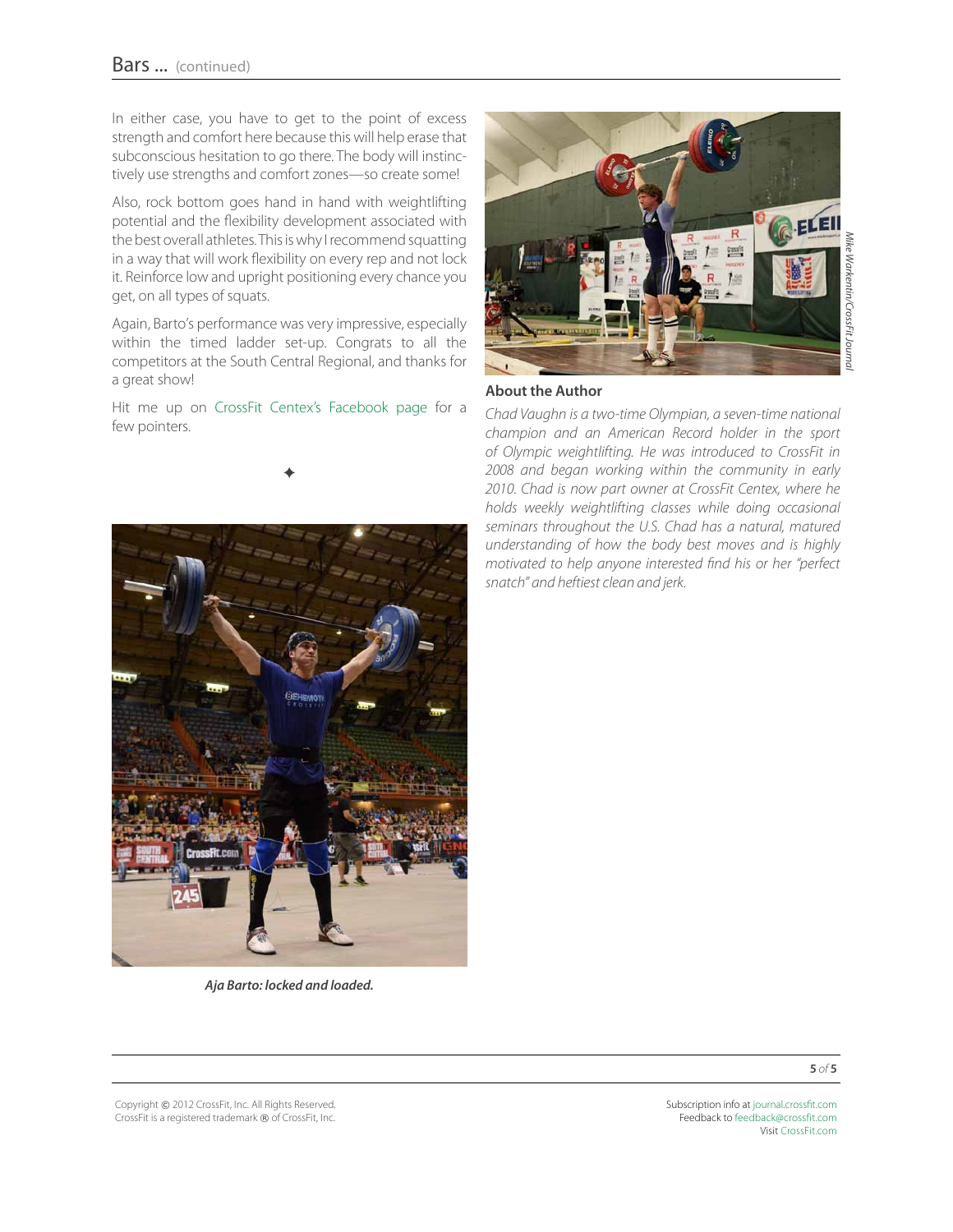In either case, you have to get to the point of excess strength and comfort here because this will help erase that subconscious hesitation to go there. The body will instinctively use strengths and comfort zones—so create some!

Also, rock bottom goes hand in hand with weightlifting potential and the flexibility development associated with the best overall athletes. This is why I recommend squatting in a way that will work flexibility on every rep and not lock it. Reinforce low and upright positioning every chance you get, on all types of squats.

Again, Barto's performance was very impressive, especially within the timed ladder set-up. Congrats to all the competitors at the South Central Regional, and thanks for a great show!

Hit me up on CrossFit Centex's Facebook page for a few pointers.

✦

***Aja Barto: locked and loaded.***

*Mike Warkentin/CrossFit Journal*

## About the Author

*Chad Vaughn is a two-time Olympian, a seven-time national champion and an American Record holder in the sport of Olympic weightlifting. He was introduced to CrossFit in 2008 and began working within the community in early 2010. Chad is now part owner at CrossFit Centex, where he holds weekly weightlifting classes while doing occasional seminars throughout the U.S. Chad has a natural, matured understanding of how the body best moves and is highly motivated to help anyone interested find his or her "perfect snatch" and heftiest clean and jerk.*